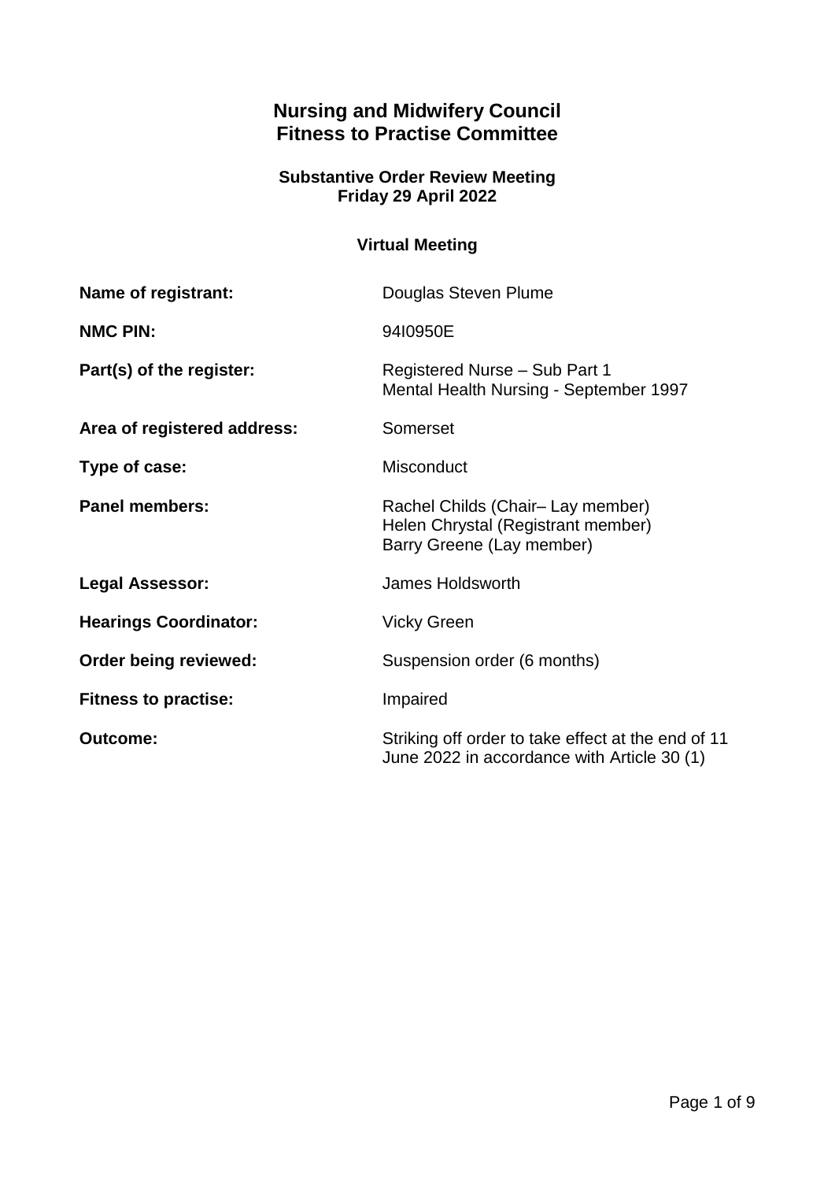# Nursing and Midwifery Council
# Fitness to Practise Committee

### Substantive Order Review Meeting
### Friday 29 April 2022

### Virtual Meeting

| | |
|---|---|
| **Name of registrant:** | Douglas Steven Plume |
| **NMC PIN:** | 94I0950E |
| **Part(s) of the register:** | Registered Nurse – Sub Part 1<br>Mental Health Nursing - September 1997 |
| **Area of registered address:** | Somerset |
| **Type of case:** | Misconduct |
| **Panel members:** | Rachel Childs (Chair– Lay member)<br>Helen Chrystal (Registrant member)<br>Barry Greene (Lay member) |
| **Legal Assessor:** | James Holdsworth |
| **Hearings Coordinator:** | Vicky Green |
| **Order being reviewed:** | Suspension order (6 months) |
| **Fitness to practise:** | Impaired |
| **Outcome:** | Striking off order to take effect at the end of 11 June 2022 in accordance with Article 30 (1) |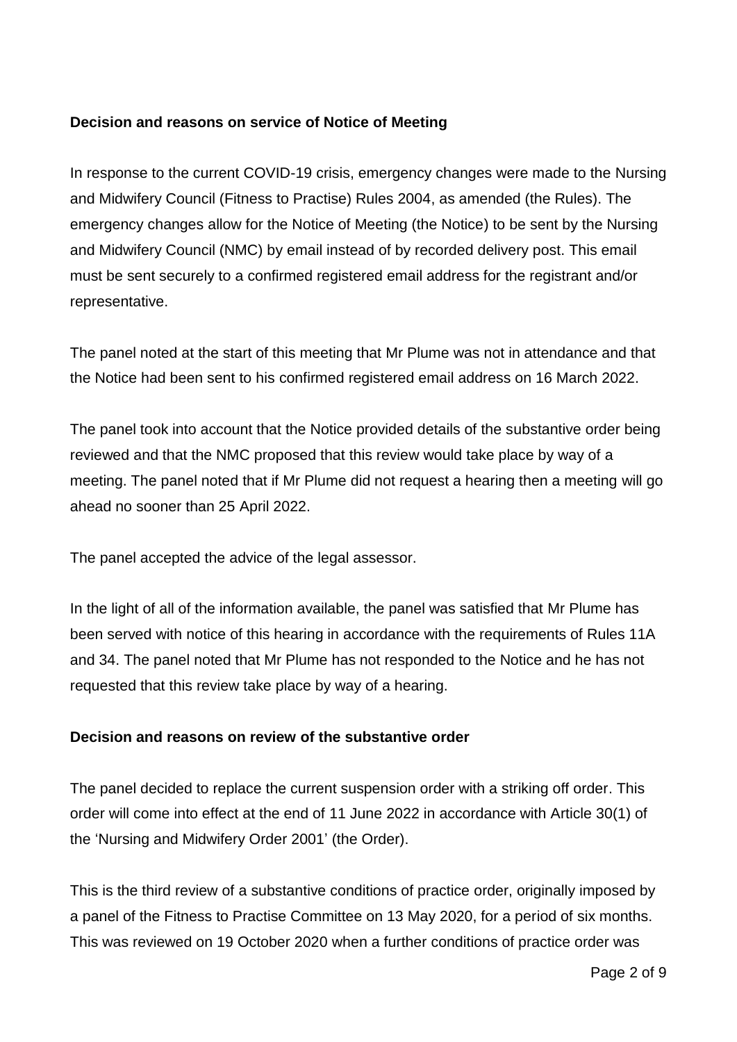**Decision and reasons on service of Notice of Meeting**

In response to the current COVID-19 crisis, emergency changes were made to the Nursing and Midwifery Council (Fitness to Practise) Rules 2004, as amended (the Rules). The emergency changes allow for the Notice of Meeting (the Notice) to be sent by the Nursing and Midwifery Council (NMC) by email instead of by recorded delivery post. This email must be sent securely to a confirmed registered email address for the registrant and/or representative.

The panel noted at the start of this meeting that Mr Plume was not in attendance and that the Notice had been sent to his confirmed registered email address on 16 March 2022.

The panel took into account that the Notice provided details of the substantive order being reviewed and that the NMC proposed that this review would take place by way of a meeting. The panel noted that if Mr Plume did not request a hearing then a meeting will go ahead no sooner than 25 April 2022.

The panel accepted the advice of the legal assessor.

In the light of all of the information available, the panel was satisfied that Mr Plume has been served with notice of this hearing in accordance with the requirements of Rules 11A and 34. The panel noted that Mr Plume has not responded to the Notice and he has not requested that this review take place by way of a hearing.

**Decision and reasons on review of the substantive order**

The panel decided to replace the current suspension order with a striking off order. This order will come into effect at the end of 11 June 2022 in accordance with Article 30(1) of the 'Nursing and Midwifery Order 2001' (the Order).

This is the third review of a substantive conditions of practice order, originally imposed by a panel of the Fitness to Practise Committee on 13 May 2020, for a period of six months. This was reviewed on 19 October 2020 when a further conditions of practice order was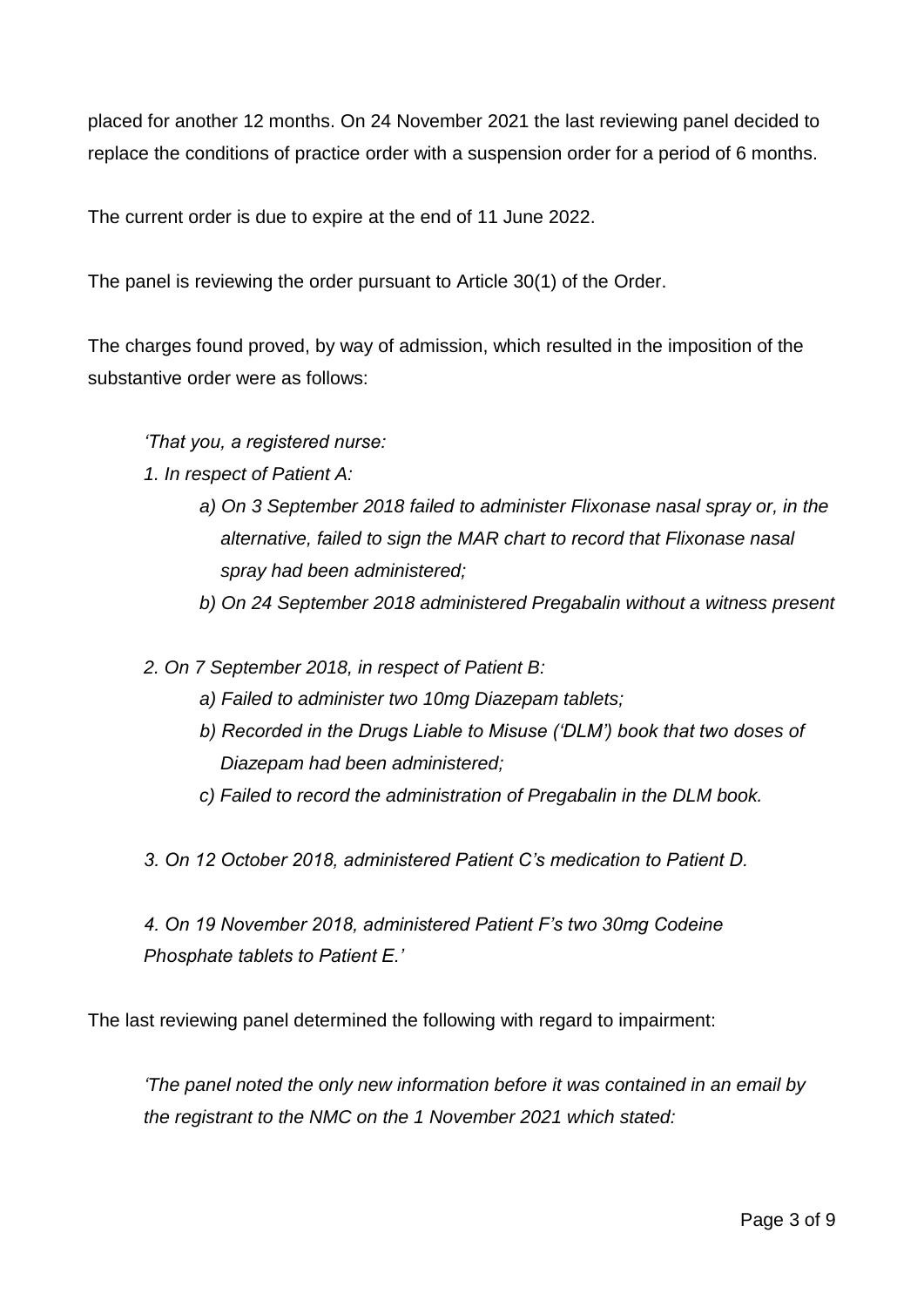placed for another 12 months. On 24 November 2021 the last reviewing panel decided to replace the conditions of practice order with a suspension order for a period of 6 months.

The current order is due to expire at the end of 11 June 2022.

The panel is reviewing the order pursuant to Article 30(1) of the Order.

The charges found proved, by way of admission, which resulted in the imposition of the substantive order were as follows:

> *'That you, a registered nurse:*
>
> *1. In respect of Patient A:*
>
> > *a) On 3 September 2018 failed to administer Flixonase nasal spray or, in the alternative, failed to sign the MAR chart to record that Flixonase nasal spray had been administered;*
> >
> > *b) On 24 September 2018 administered Pregabalin without a witness present*
>
> *2. On 7 September 2018, in respect of Patient B:*
>
> > *a) Failed to administer two 10mg Diazepam tablets;*
> >
> > *b) Recorded in the Drugs Liable to Misuse ('DLM') book that two doses of Diazepam had been administered;*
> >
> > *c) Failed to record the administration of Pregabalin in the DLM book.*
>
> *3. On 12 October 2018, administered Patient C's medication to Patient D.*
>
> *4. On 19 November 2018, administered Patient F's two 30mg Codeine Phosphate tablets to Patient E.'*

The last reviewing panel determined the following with regard to impairment:

> *'The panel noted the only new information before it was contained in an email by the registrant to the NMC on the 1 November 2021 which stated:*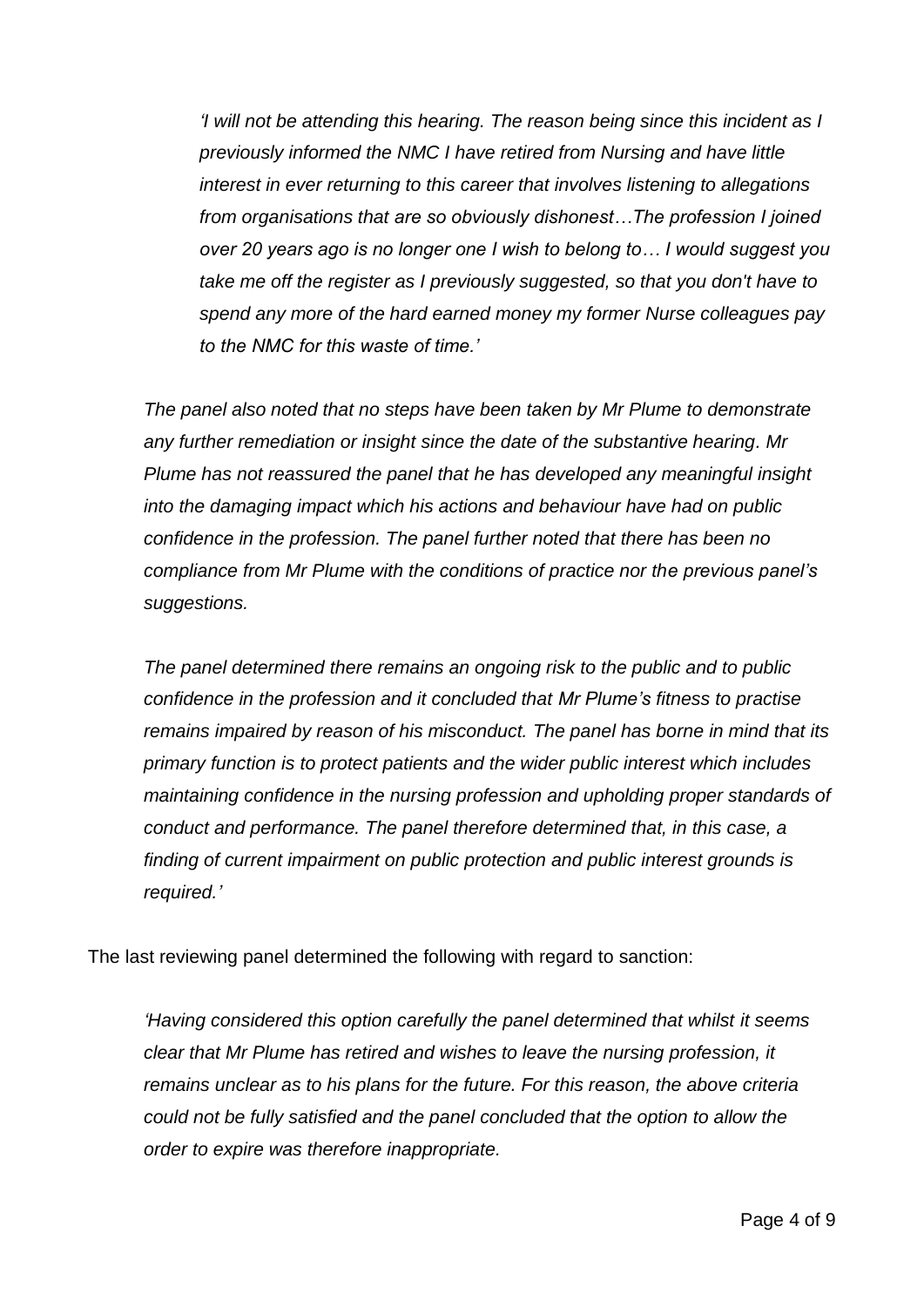*'I will not be attending this hearing. The reason being since this incident as I previously informed the NMC I have retired from Nursing and have little interest in ever returning to this career that involves listening to allegations from organisations that are so obviously dishonest…The profession I joined over 20 years ago is no longer one I wish to belong to… I would suggest you take me off the register as I previously suggested, so that you don't have to spend any more of the hard earned money my former Nurse colleagues pay to the NMC for this waste of time.'*

*The panel also noted that no steps have been taken by Mr Plume to demonstrate any further remediation or insight since the date of the substantive hearing. Mr Plume has not reassured the panel that he has developed any meaningful insight into the damaging impact which his actions and behaviour have had on public confidence in the profession. The panel further noted that there has been no compliance from Mr Plume with the conditions of practice nor the previous panel's suggestions.*

*The panel determined there remains an ongoing risk to the public and to public confidence in the profession and it concluded that Mr Plume's fitness to practise remains impaired by reason of his misconduct. The panel has borne in mind that its primary function is to protect patients and the wider public interest which includes maintaining confidence in the nursing profession and upholding proper standards of conduct and performance. The panel therefore determined that, in this case, a finding of current impairment on public protection and public interest grounds is required.'*

The last reviewing panel determined the following with regard to sanction:

*'Having considered this option carefully the panel determined that whilst it seems clear that Mr Plume has retired and wishes to leave the nursing profession, it remains unclear as to his plans for the future. For this reason, the above criteria could not be fully satisfied and the panel concluded that the option to allow the order to expire was therefore inappropriate.*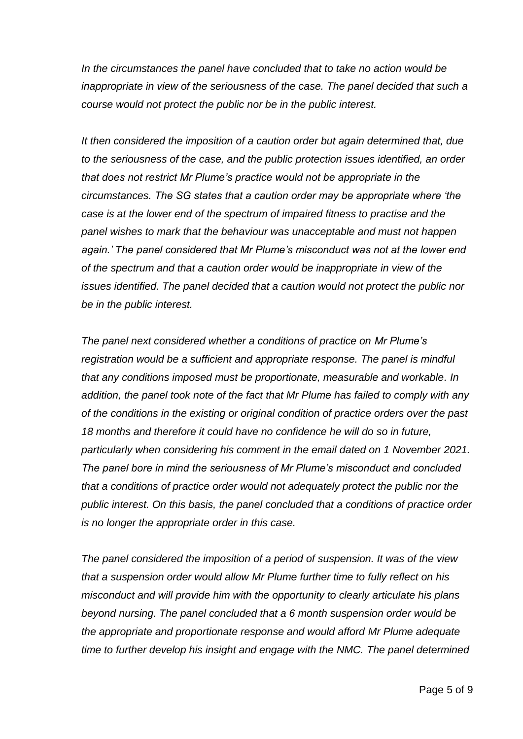*In the circumstances the panel have concluded that to take no action would be inappropriate in view of the seriousness of the case. The panel decided that such a course would not protect the public nor be in the public interest.*

*It then considered the imposition of a caution order but again determined that, due to the seriousness of the case, and the public protection issues identified, an order that does not restrict Mr Plume's practice would not be appropriate in the circumstances. The SG states that a caution order may be appropriate where 'the case is at the lower end of the spectrum of impaired fitness to practise and the panel wishes to mark that the behaviour was unacceptable and must not happen again.' The panel considered that Mr Plume's misconduct was not at the lower end of the spectrum and that a caution order would be inappropriate in view of the issues identified. The panel decided that a caution would not protect the public nor be in the public interest.*

*The panel next considered whether a conditions of practice on Mr Plume's registration would be a sufficient and appropriate response. The panel is mindful that any conditions imposed must be proportionate, measurable and workable. In addition, the panel took note of the fact that Mr Plume has failed to comply with any of the conditions in the existing or original condition of practice orders over the past 18 months and therefore it could have no confidence he will do so in future, particularly when considering his comment in the email dated on 1 November 2021. The panel bore in mind the seriousness of Mr Plume's misconduct and concluded that a conditions of practice order would not adequately protect the public nor the public interest. On this basis, the panel concluded that a conditions of practice order is no longer the appropriate order in this case.*

*The panel considered the imposition of a period of suspension. It was of the view that a suspension order would allow Mr Plume further time to fully reflect on his misconduct and will provide him with the opportunity to clearly articulate his plans beyond nursing. The panel concluded that a 6 month suspension order would be the appropriate and proportionate response and would afford Mr Plume adequate time to further develop his insight and engage with the NMC. The panel determined*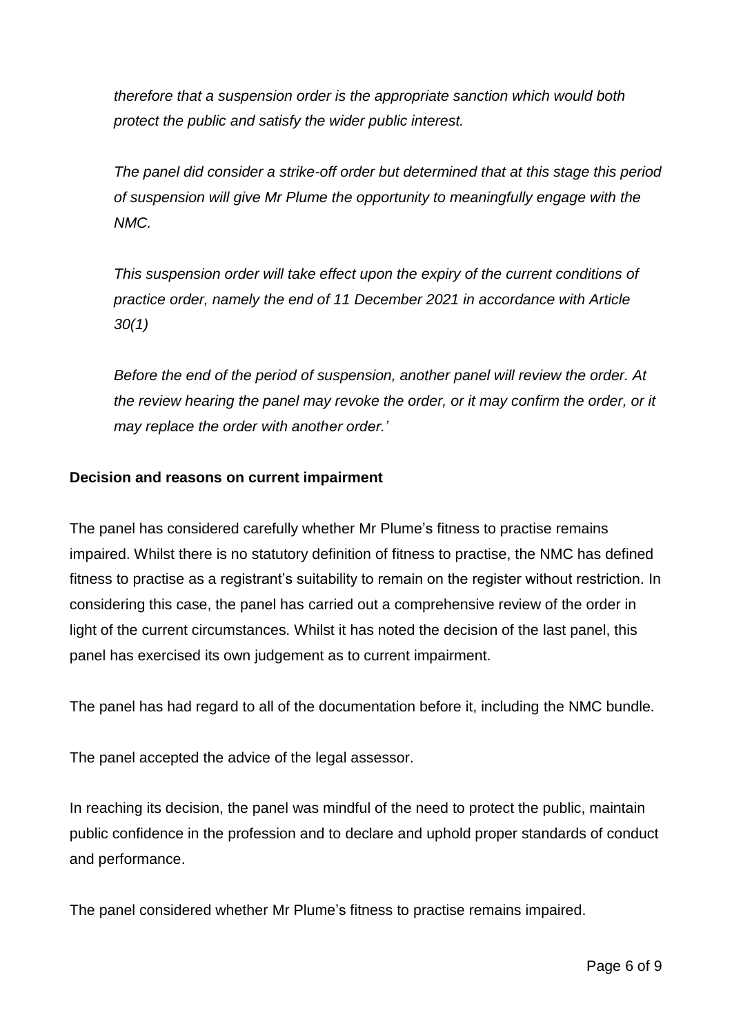*therefore that a suspension order is the appropriate sanction which would both protect the public and satisfy the wider public interest.*

*The panel did consider a strike-off order but determined that at this stage this period of suspension will give Mr Plume the opportunity to meaningfully engage with the NMC.*

*This suspension order will take effect upon the expiry of the current conditions of practice order, namely the end of 11 December 2021 in accordance with Article 30(1)*

*Before the end of the period of suspension, another panel will review the order. At the review hearing the panel may revoke the order, or it may confirm the order, or it may replace the order with another order.'*

**Decision and reasons on current impairment**

The panel has considered carefully whether Mr Plume's fitness to practise remains impaired. Whilst there is no statutory definition of fitness to practise, the NMC has defined fitness to practise as a registrant's suitability to remain on the register without restriction. In considering this case, the panel has carried out a comprehensive review of the order in light of the current circumstances. Whilst it has noted the decision of the last panel, this panel has exercised its own judgement as to current impairment.

The panel has had regard to all of the documentation before it, including the NMC bundle.

The panel accepted the advice of the legal assessor.

In reaching its decision, the panel was mindful of the need to protect the public, maintain public confidence in the profession and to declare and uphold proper standards of conduct and performance.

The panel considered whether Mr Plume's fitness to practise remains impaired.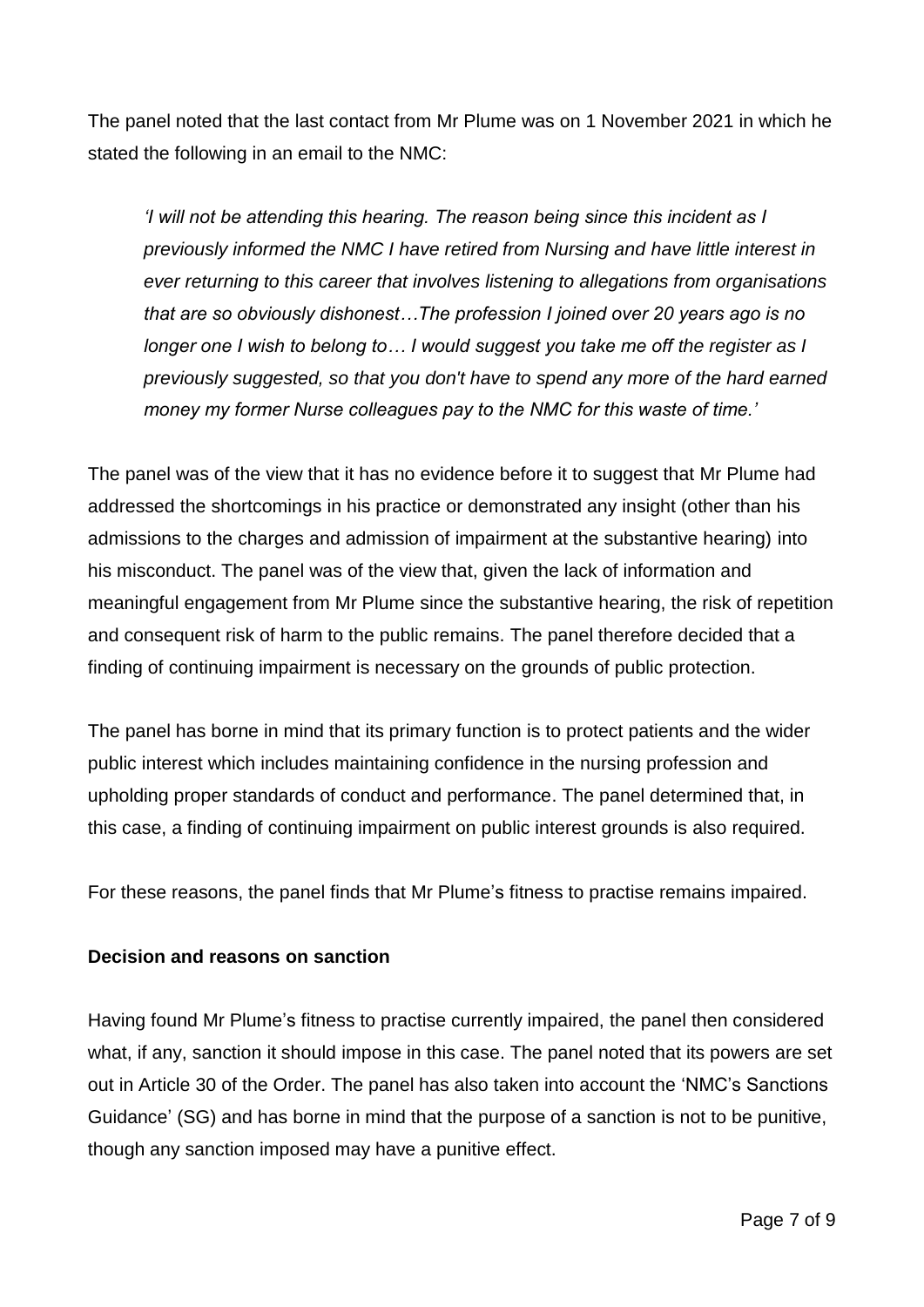The panel noted that the last contact from Mr Plume was on 1 November 2021 in which he stated the following in an email to the NMC:

> *'I will not be attending this hearing. The reason being since this incident as I previously informed the NMC I have retired from Nursing and have little interest in ever returning to this career that involves listening to allegations from organisations that are so obviously dishonest…The profession I joined over 20 years ago is no longer one I wish to belong to… I would suggest you take me off the register as I previously suggested, so that you don't have to spend any more of the hard earned money my former Nurse colleagues pay to the NMC for this waste of time.'*

The panel was of the view that it has no evidence before it to suggest that Mr Plume had addressed the shortcomings in his practice or demonstrated any insight (other than his admissions to the charges and admission of impairment at the substantive hearing) into his misconduct. The panel was of the view that, given the lack of information and meaningful engagement from Mr Plume since the substantive hearing, the risk of repetition and consequent risk of harm to the public remains. The panel therefore decided that a finding of continuing impairment is necessary on the grounds of public protection.

The panel has borne in mind that its primary function is to protect patients and the wider public interest which includes maintaining confidence in the nursing profession and upholding proper standards of conduct and performance. The panel determined that, in this case, a finding of continuing impairment on public interest grounds is also required.

For these reasons, the panel finds that Mr Plume's fitness to practise remains impaired.

**Decision and reasons on sanction**

Having found Mr Plume's fitness to practise currently impaired, the panel then considered what, if any, sanction it should impose in this case. The panel noted that its powers are set out in Article 30 of the Order. The panel has also taken into account the 'NMC's Sanctions Guidance' (SG) and has borne in mind that the purpose of a sanction is not to be punitive, though any sanction imposed may have a punitive effect.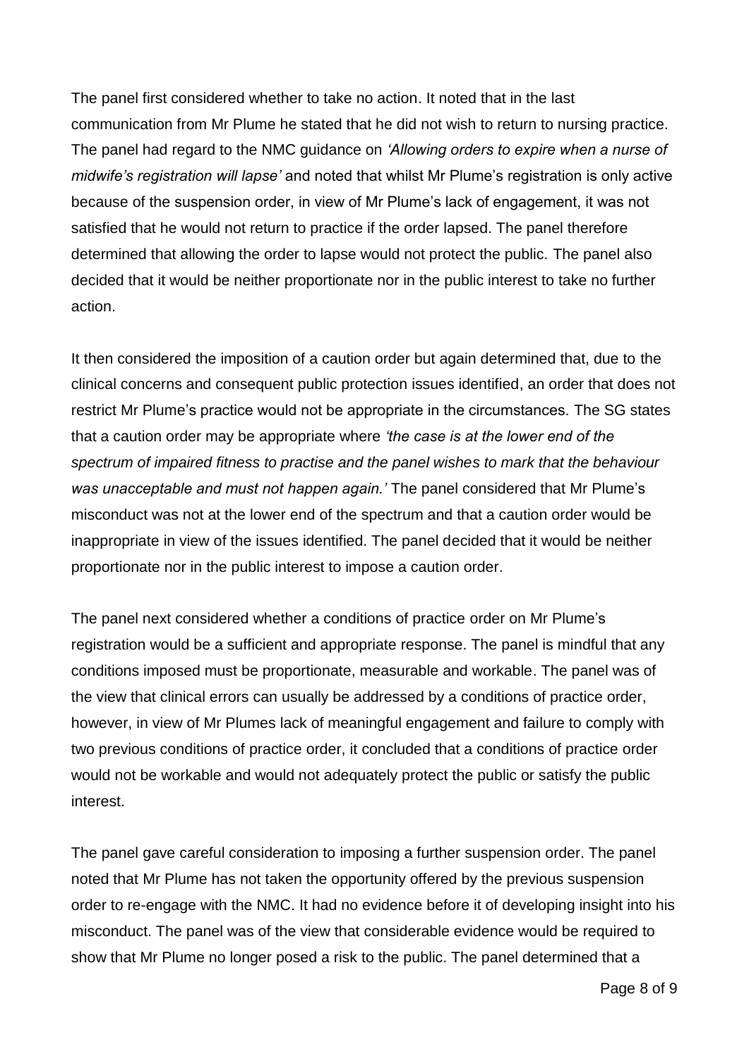The panel first considered whether to take no action. It noted that in the last communication from Mr Plume he stated that he did not wish to return to nursing practice. The panel had regard to the NMC guidance on *'Allowing orders to expire when a nurse of midwife's registration will lapse'* and noted that whilst Mr Plume's registration is only active because of the suspension order, in view of Mr Plume's lack of engagement, it was not satisfied that he would not return to practice if the order lapsed. The panel therefore determined that allowing the order to lapse would not protect the public. The panel also decided that it would be neither proportionate nor in the public interest to take no further action.

It then considered the imposition of a caution order but again determined that, due to the clinical concerns and consequent public protection issues identified, an order that does not restrict Mr Plume's practice would not be appropriate in the circumstances. The SG states that a caution order may be appropriate where *'the case is at the lower end of the spectrum of impaired fitness to practise and the panel wishes to mark that the behaviour was unacceptable and must not happen again.'* The panel considered that Mr Plume's misconduct was not at the lower end of the spectrum and that a caution order would be inappropriate in view of the issues identified. The panel decided that it would be neither proportionate nor in the public interest to impose a caution order.

The panel next considered whether a conditions of practice order on Mr Plume's registration would be a sufficient and appropriate response. The panel is mindful that any conditions imposed must be proportionate, measurable and workable. The panel was of the view that clinical errors can usually be addressed by a conditions of practice order, however, in view of Mr Plumes lack of meaningful engagement and failure to comply with two previous conditions of practice order, it concluded that a conditions of practice order would not be workable and would not adequately protect the public or satisfy the public interest.

The panel gave careful consideration to imposing a further suspension order. The panel noted that Mr Plume has not taken the opportunity offered by the previous suspension order to re-engage with the NMC. It had no evidence before it of developing insight into his misconduct. The panel was of the view that considerable evidence would be required to show that Mr Plume no longer posed a risk to the public. The panel determined that a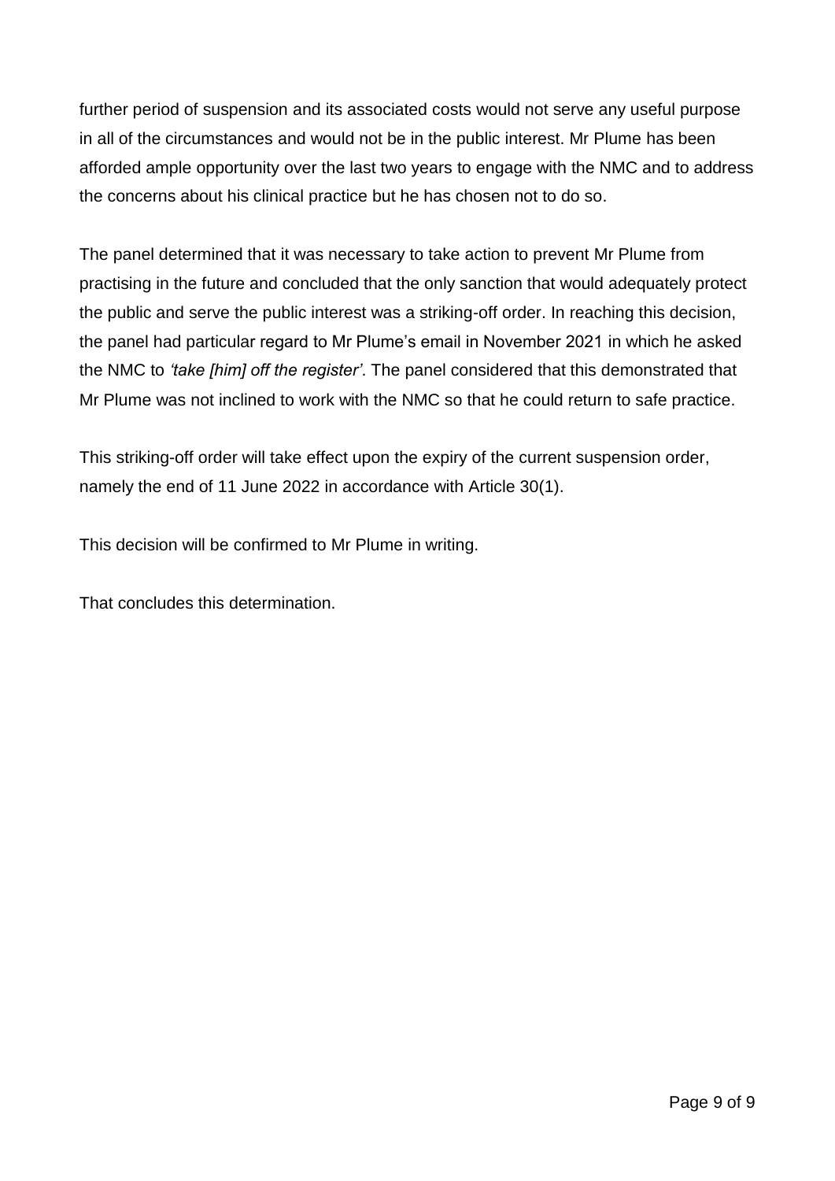further period of suspension and its associated costs would not serve any useful purpose in all of the circumstances and would not be in the public interest. Mr Plume has been afforded ample opportunity over the last two years to engage with the NMC and to address the concerns about his clinical practice but he has chosen not to do so.

The panel determined that it was necessary to take action to prevent Mr Plume from practising in the future and concluded that the only sanction that would adequately protect the public and serve the public interest was a striking-off order. In reaching this decision, the panel had particular regard to Mr Plume's email in November 2021 in which he asked the NMC to *'take [him] off the register'*. The panel considered that this demonstrated that Mr Plume was not inclined to work with the NMC so that he could return to safe practice.

This striking-off order will take effect upon the expiry of the current suspension order, namely the end of 11 June 2022 in accordance with Article 30(1).

This decision will be confirmed to Mr Plume in writing.

That concludes this determination.